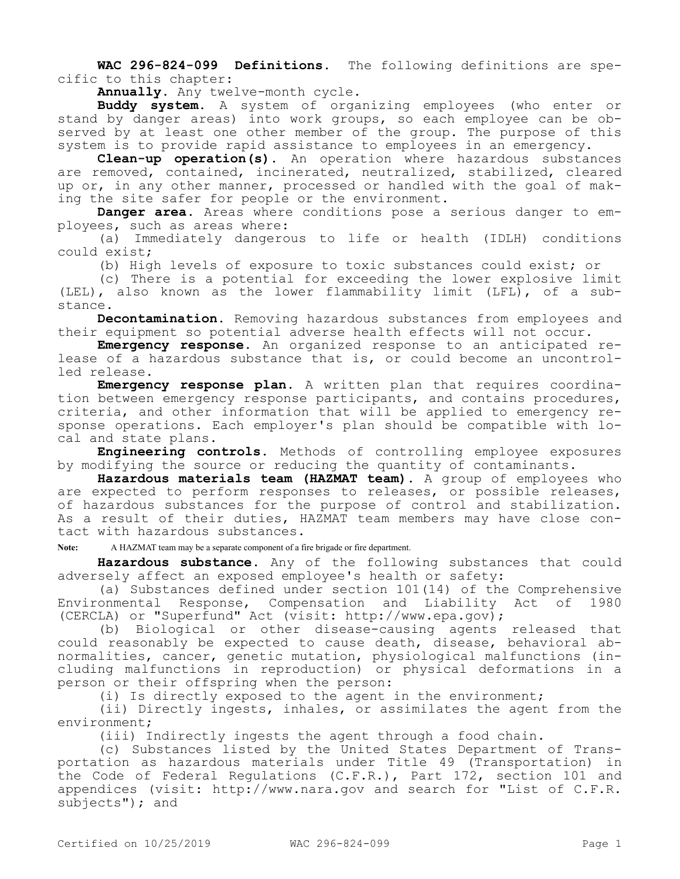**WAC 296-824-099 Definitions.** The following definitions are specific to this chapter:

**Annually.** Any twelve-month cycle.

**Buddy system.** A system of organizing employees (who enter or stand by danger areas) into work groups, so each employee can be observed by at least one other member of the group. The purpose of this system is to provide rapid assistance to employees in an emergency.

**Clean-up operation(s).** An operation where hazardous substances are removed, contained, incinerated, neutralized, stabilized, cleared up or, in any other manner, processed or handled with the goal of making the site safer for people or the environment.

**Danger area.** Areas where conditions pose a serious danger to employees, such as areas where:

(a) Immediately dangerous to life or health (IDLH) conditions could exist;

(b) High levels of exposure to toxic substances could exist; or

(c) There is a potential for exceeding the lower explosive limit (LEL), also known as the lower flammability limit (LFL), of a substance.

**Decontamination.** Removing hazardous substances from employees and their equipment so potential adverse health effects will not occur.

**Emergency response.** An organized response to an anticipated release of a hazardous substance that is, or could become an uncontrolled release.

**Emergency response plan.** A written plan that requires coordination between emergency response participants, and contains procedures, criteria, and other information that will be applied to emergency response operations. Each employer's plan should be compatible with local and state plans.

**Engineering controls.** Methods of controlling employee exposures by modifying the source or reducing the quantity of contaminants.

**Hazardous materials team (HAZMAT team).** A group of employees who are expected to perform responses to releases, or possible releases, of hazardous substances for the purpose of control and stabilization. As a result of their duties, HAZMAT team members may have close contact with hazardous substances.

**Note:** A HAZMAT team may be a separate component of a fire brigade or fire department.

**Hazardous substance.** Any of the following substances that could adversely affect an exposed employee's health or safety:

(a) Substances defined under section 101(14) of the Comprehensive Environmental Response, Compensation and Liability Act of 1980 (CERCLA) or "Superfund" Act (visit: http://www.epa.gov);

(b) Biological or other disease-causing agents released that could reasonably be expected to cause death, disease, behavioral abnormalities, cancer, genetic mutation, physiological malfunctions (including malfunctions in reproduction) or physical deformations in a person or their offspring when the person:

(i) Is directly exposed to the agent in the environment;

(ii) Directly ingests, inhales, or assimilates the agent from the environment;

(iii) Indirectly ingests the agent through a food chain.

(c) Substances listed by the United States Department of Transportation as hazardous materials under Title 49 (Transportation) in the Code of Federal Regulations (C.F.R.), Part 172, section 101 and appendices (visit: http://www.nara.gov and search for "List of C.F.R. subjects"); and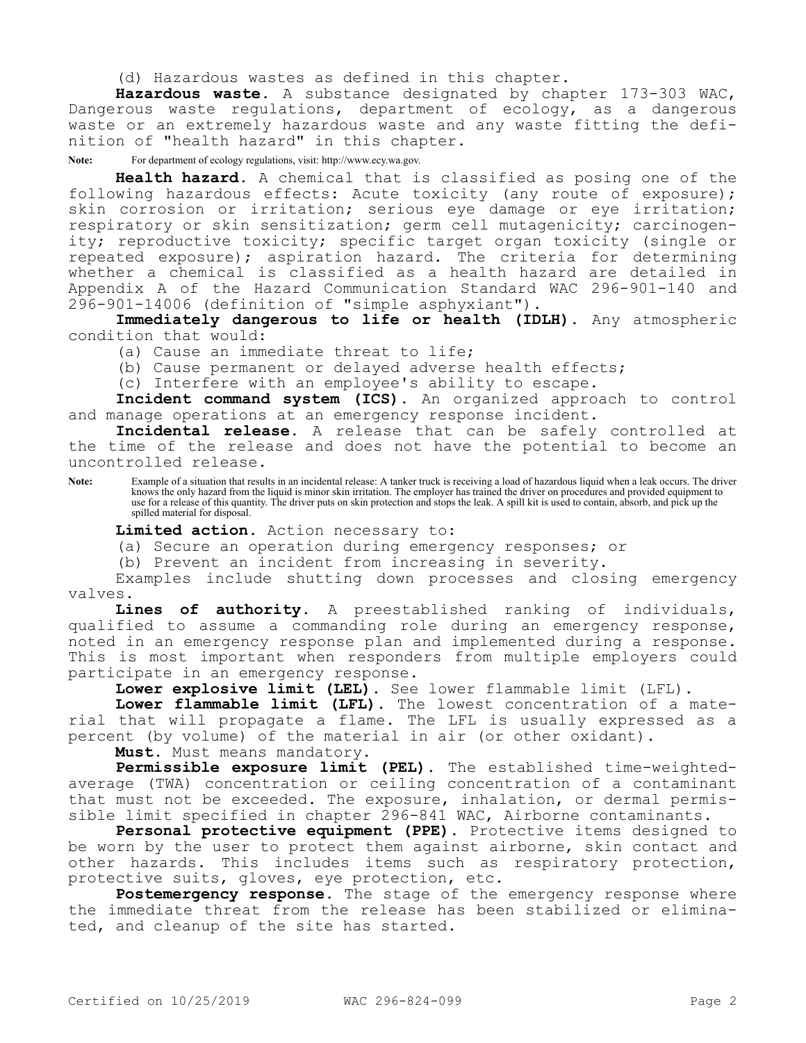(d) Hazardous wastes as defined in this chapter.

**Hazardous waste.** A substance designated by chapter 173-303 WAC, Dangerous waste regulations, department of ecology, as a dangerous waste or an extremely hazardous waste and any waste fitting the definition of "health hazard" in this chapter.

**Note:** For department of ecology regulations, visit: http://www.ecy.wa.gov.

**Health hazard.** A chemical that is classified as posing one of the following hazardous effects: Acute toxicity (any route of exposure); skin corrosion or irritation; serious eye damage or eye irritation; respiratory or skin sensitization; germ cell mutagenicity; carcinogenicity; reproductive toxicity; specific target organ toxicity (single or repeated exposure); aspiration hazard. The criteria for determining whether a chemical is classified as a health hazard are detailed in Appendix A of the Hazard Communication Standard WAC 296-901-140 and 296-901-14006 (definition of "simple asphyxiant").

**Immediately dangerous to life or health (IDLH).** Any atmospheric condition that would:

(a) Cause an immediate threat to life;

(b) Cause permanent or delayed adverse health effects;

(c) Interfere with an employee's ability to escape.

**Incident command system (ICS).** An organized approach to control and manage operations at an emergency response incident.

**Incidental release.** A release that can be safely controlled at the time of the release and does not have the potential to become an uncontrolled release.

**Note:** Example of a situation that results in an incidental release: A tanker truck is receiving a load of hazardous liquid when a leak occurs. The driver knows the only hazard from the liquid is minor skin irritation. The employer has trained the driver on procedures and provided equipment to use for a release of this quantity. The driver puts on skin protection and stops the leak. A spill kit is used to contain, absorb, and pick up the spilled material for disposal.

**Limited action.** Action necessary to:

(a) Secure an operation during emergency responses; or

(b) Prevent an incident from increasing in severity.

Examples include shutting down processes and closing emergency valves.

**Lines of authority.** A preestablished ranking of individuals, qualified to assume a commanding role during an emergency response, noted in an emergency response plan and implemented during a response. This is most important when responders from multiple employers could participate in an emergency response.

**Lower explosive limit (LEL).** See lower flammable limit (LFL).

**Lower flammable limit (LFL).** The lowest concentration of a material that will propagate a flame. The LFL is usually expressed as a percent (by volume) of the material in air (or other oxidant).

**Must.** Must means mandatory.

**Permissible exposure limit (PEL).** The established time-weighted-average (TWA) concentration or ceiling concentration of a contaminant that must not be exceeded. The exposure, inhalation, or dermal permissible limit specified in chapter 296-841 WAC, Airborne contaminants.

**Personal protective equipment (PPE).** Protective items designed to be worn by the user to protect them against airborne, skin contact and other hazards. This includes items such as respiratory protection, protective suits, gloves, eye protection, etc.

**Postemergency response.** The stage of the emergency response where the immediate threat from the release has been stabilized or eliminated, and cleanup of the site has started.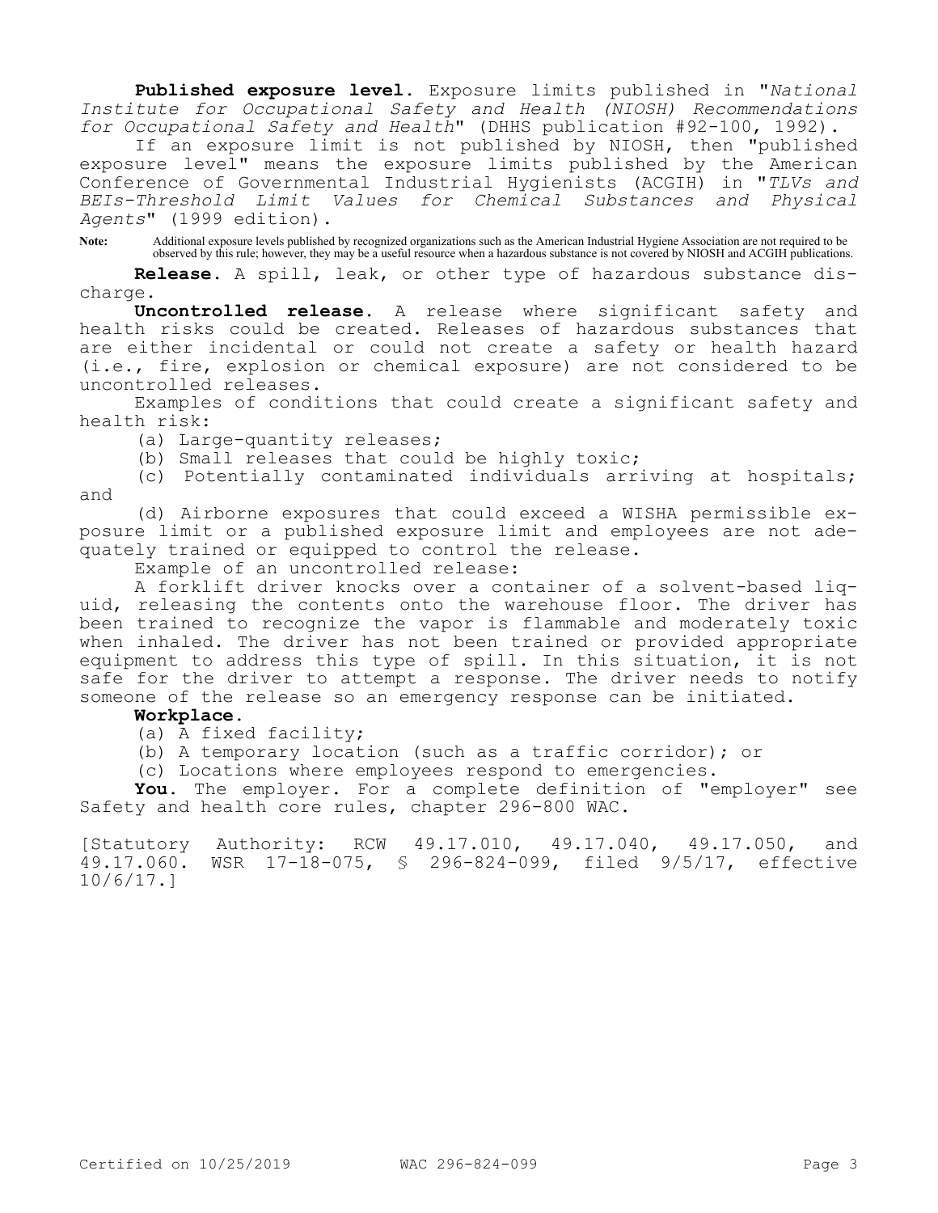**Published exposure level.** Exposure limits published in "*National Institute for Occupational Safety and Health (NIOSH) Recommendations for Occupational Safety and Health*" (DHHS publication #92-100, 1992).

If an exposure limit is not published by NIOSH, then "published exposure level" means the exposure limits published by the American Conference of Governmental Industrial Hygienists (ACGIH) in "*TLVs and BEIs-Threshold Limit Values for Chemical Substances and Physical Agents*" (1999 edition).

**Note:** Additional exposure levels published by recognized organizations such as the American Industrial Hygiene Association are not required to be observed by this rule; however, they may be a useful resource when a hazardous substance is not covered by NIOSH and ACGIH publications.

**Release.** A spill, leak, or other type of hazardous substance discharge.

**Uncontrolled release.** A release where significant safety and health risks could be created. Releases of hazardous substances that are either incidental or could not create a safety or health hazard (i.e., fire, explosion or chemical exposure) are not considered to be uncontrolled releases.

Examples of conditions that could create a significant safety and health risk:

(a) Large-quantity releases;

(b) Small releases that could be highly toxic;

(c) Potentially contaminated individuals arriving at hospitals; and

(d) Airborne exposures that could exceed a WISHA permissible exposure limit or a published exposure limit and employees are not adequately trained or equipped to control the release.

Example of an uncontrolled release:

A forklift driver knocks over a container of a solvent-based liquid, releasing the contents onto the warehouse floor. The driver has been trained to recognize the vapor is flammable and moderately toxic when inhaled. The driver has not been trained or provided appropriate equipment to address this type of spill. In this situation, it is not safe for the driver to attempt a response. The driver needs to notify someone of the release so an emergency response can be initiated.

**Workplace.**

(a) A fixed facility;

(b) A temporary location (such as a traffic corridor); or

(c) Locations where employees respond to emergencies.

**You.** The employer. For a complete definition of "employer" see Safety and health core rules, chapter 296-800 WAC.

[Statutory Authority: RCW 49.17.010, 49.17.040, 49.17.050, and 49.17.060. WSR 17-18-075, § 296-824-099, filed 9/5/17, effective 10/6/17.]